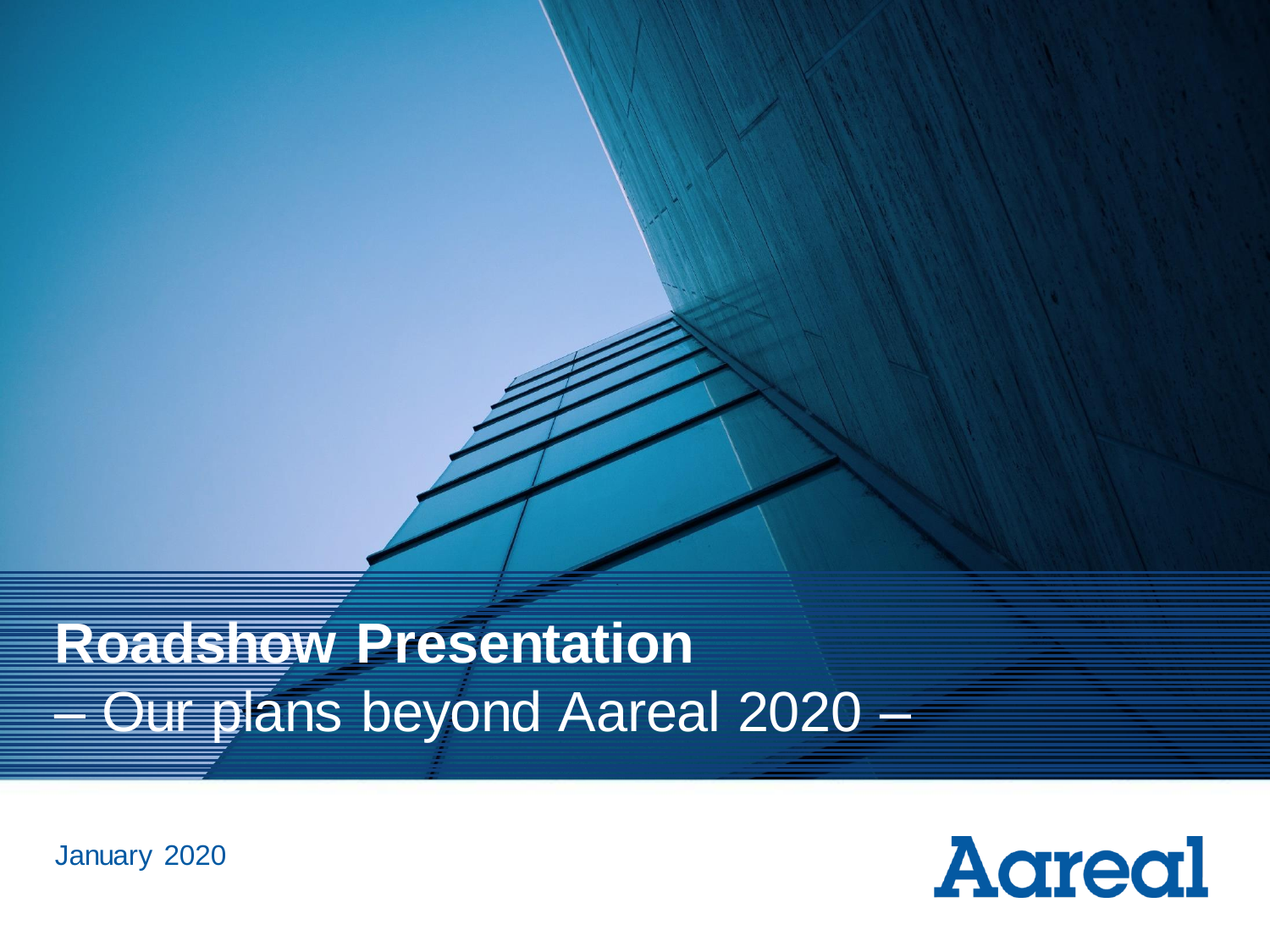# Roadshow Presentation

– Our plans beyond Aareal 2020 –

January 2020

Aareal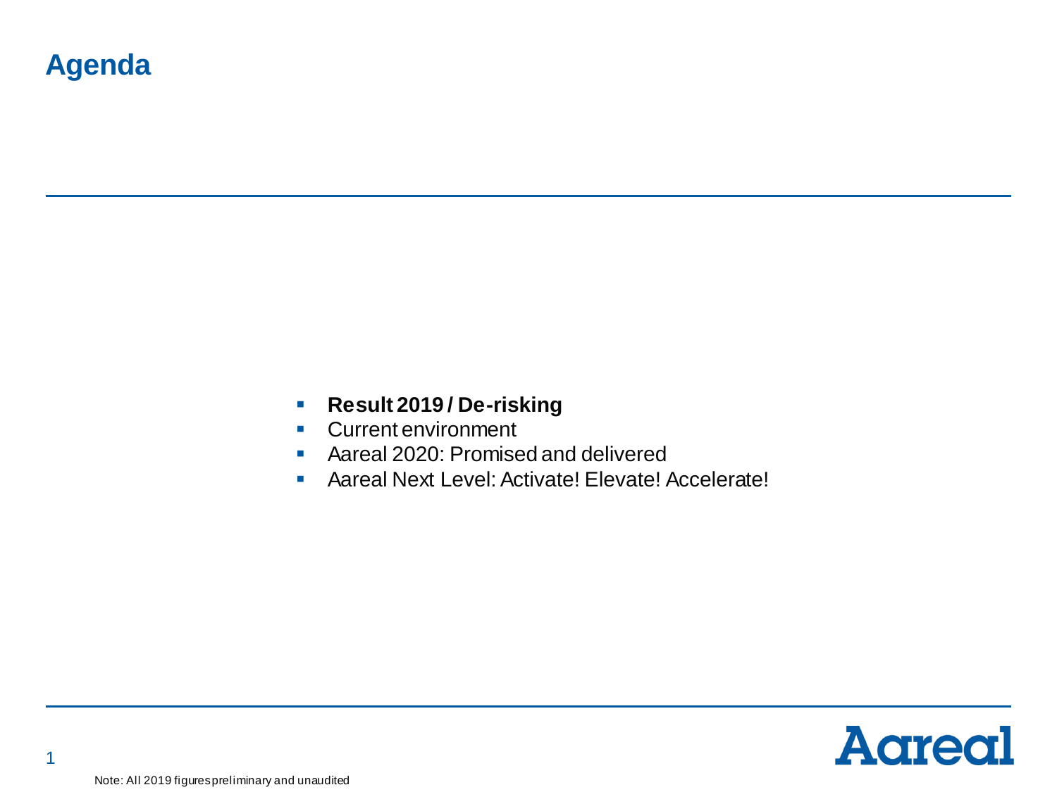# Agenda

- **Result 2019 / De-risking**
- Current environment
- Aareal 2020: Promised and delivered
- Aareal Next Level: Activate! Elevate! Accelerate!

Note: All 2019 figures preliminary and unaudited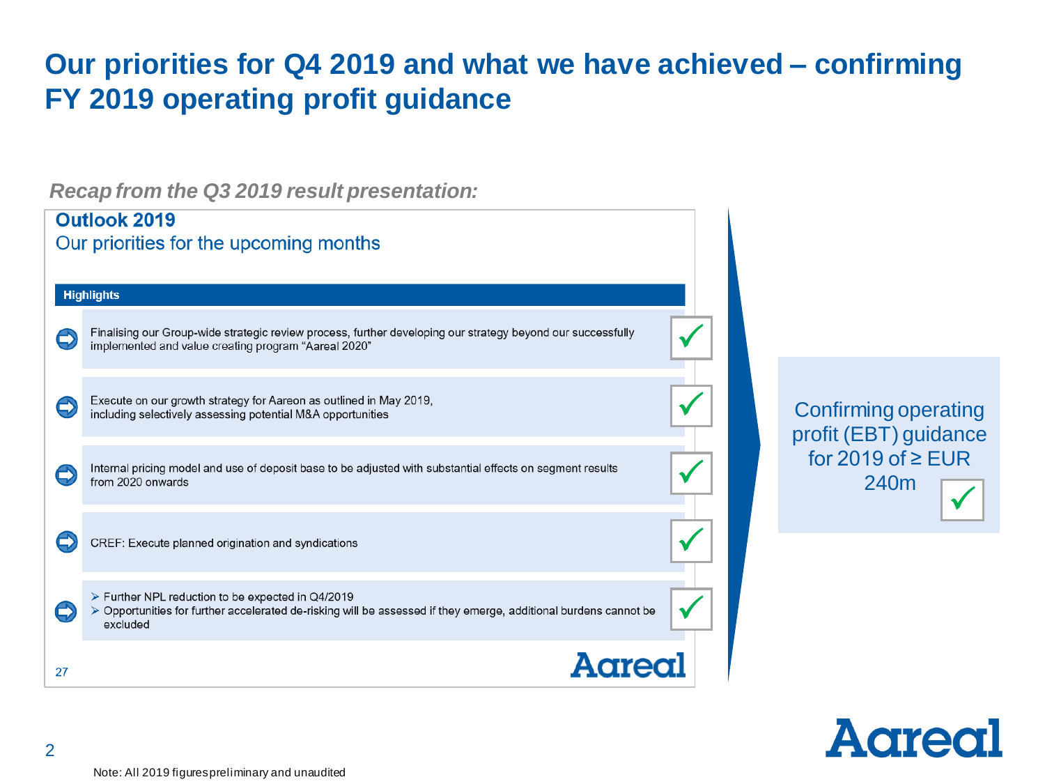# Our priorities for Q4 2019 and what we have achieved – confirming FY 2019 operating profit guidance

*Recap from the Q3 2019 result presentation:*

## Outlook 2019

Our priorities for the upcoming months

**Highlights**

- Finalising our Group-wide strategic review process, further developing our strategy beyond our successfully implemented and value creating program "Aareal 2020" ✓
- Execute on our growth strategy for Aareon as outlined in May 2019, including selectively assessing potential M&A opportunities ✓
- Internal pricing model and use of deposit base to be adjusted with substantial effects on segment results from 2020 onwards ✓
- CREF: Execute planned origination and syndications ✓
- ✓
  - Further NPL reduction to be expected in Q4/2019
  - Opportunities for further accelerated de-risking will be assessed if they emerge, additional burdens cannot be excluded

Confirming operating profit (EBT) guidance for 2019 of ≥ EUR 240m ✓

Note: All 2019 figures preliminary and unaudited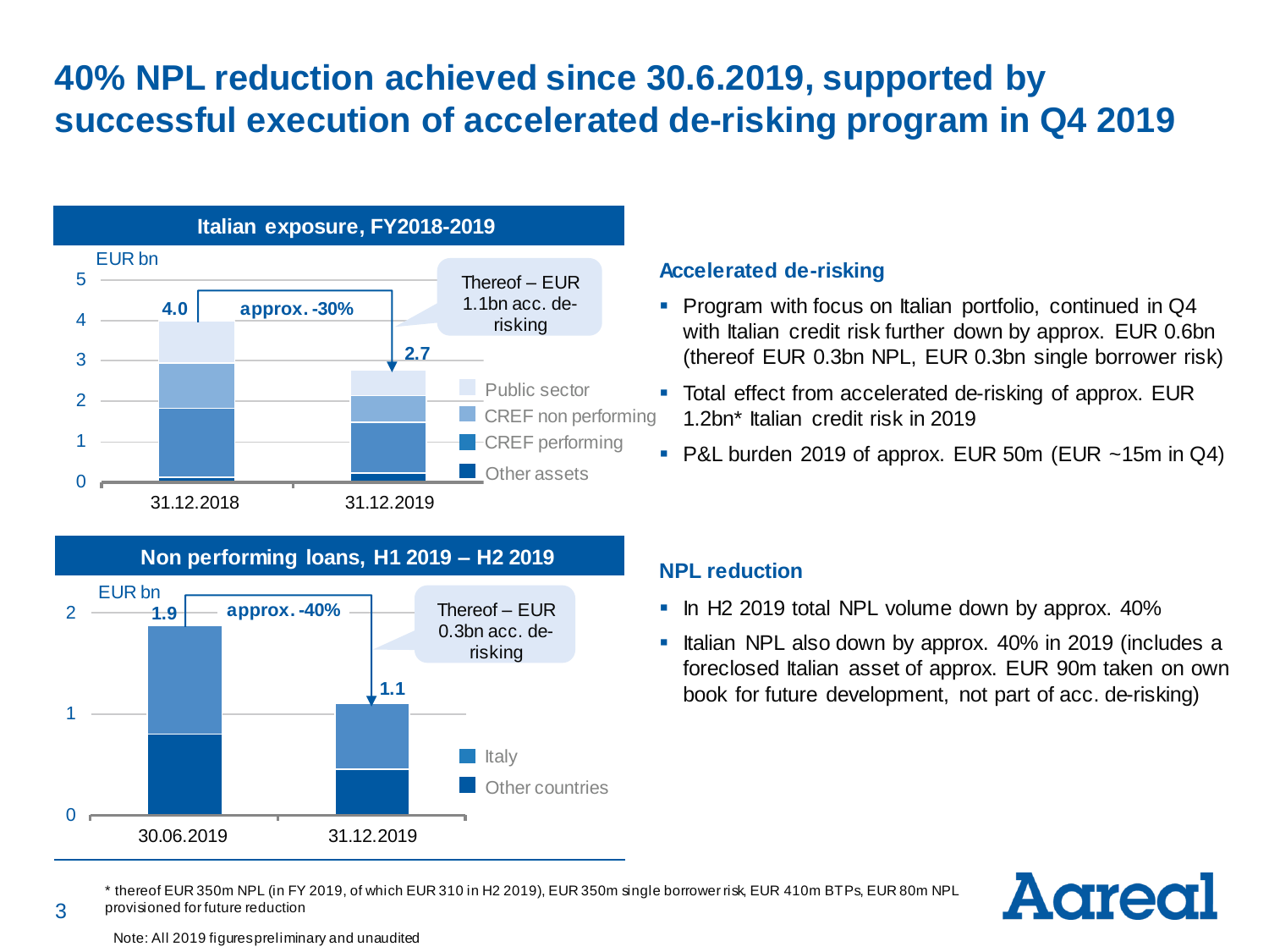# 40% NPL reduction achieved since 30.6.2019, supported by successful execution of accelerated de-risking program in Q4 2019

## Italian exposure, FY2018-2019

EUR bn

| | 31.12.2018 | 31.12.2019 |
|---|---|---|
| Total | 4.0 | 2.7 |

approx. -30%

Thereof – EUR 1.1bn acc. de-risking

Legend: Public sector, CREF non performing, CREF performing, Other assets

## Non performing loans, H1 2019 – H2 2019

EUR bn

| | 30.06.2019 | 31.12.2019 |
|---|---|---|
| Total | 1.9 | 1.1 |

approx. -40%

Thereof – EUR 0.3bn acc. de-risking

Legend: Italy, Other countries

### Accelerated de-risking

- Program with focus on Italian portfolio, continued in Q4 with Italian credit risk further down by approx. EUR 0.6bn (thereof EUR 0.3bn NPL, EUR 0.3bn single borrower risk)
- Total effect from accelerated de-risking of approx. EUR 1.2bn* Italian credit risk in 2019
- P&L burden 2019 of approx. EUR 50m (EUR ~15m in Q4)

### NPL reduction

- In H2 2019 total NPL volume down by approx. 40%
- Italian NPL also down by approx. 40% in 2019 (includes a foreclosed Italian asset of approx. EUR 90m taken on own book for future development, not part of acc. de-risking)

\* thereof EUR 350m NPL (in FY 2019, of which EUR 310 in H2 2019), EUR 350m single borrower risk, EUR 410m BTPs, EUR 80m NPL provisioned for future reduction

Note: All 2019 figures preliminary and unaudited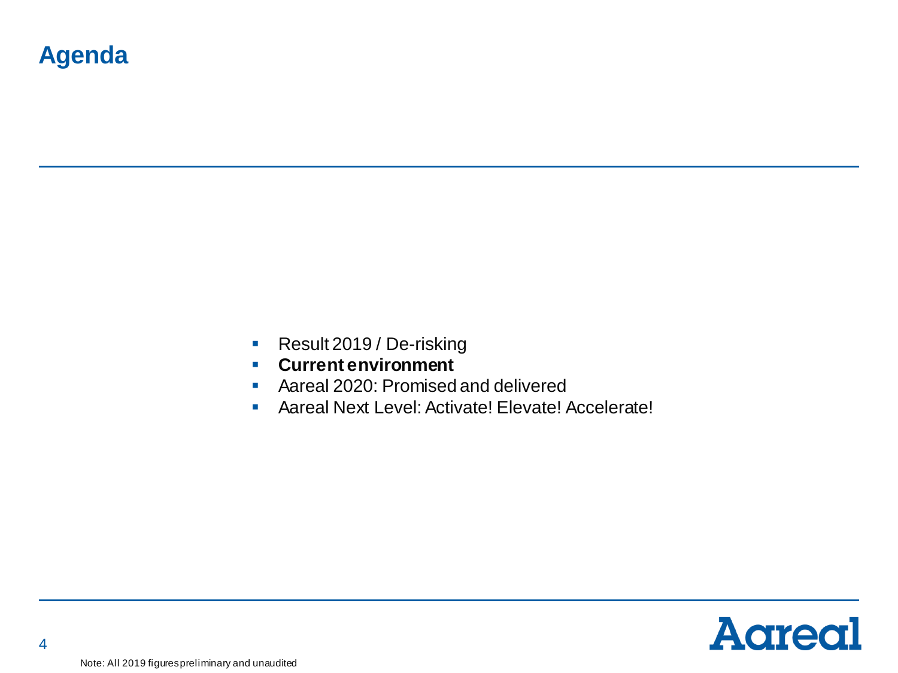# Agenda

- Result 2019 / De-risking
- **Current environment**
- Aareal 2020: Promised and delivered
- Aareal Next Level: Activate! Elevate! Accelerate!

Note: All 2019 figures preliminary and unaudited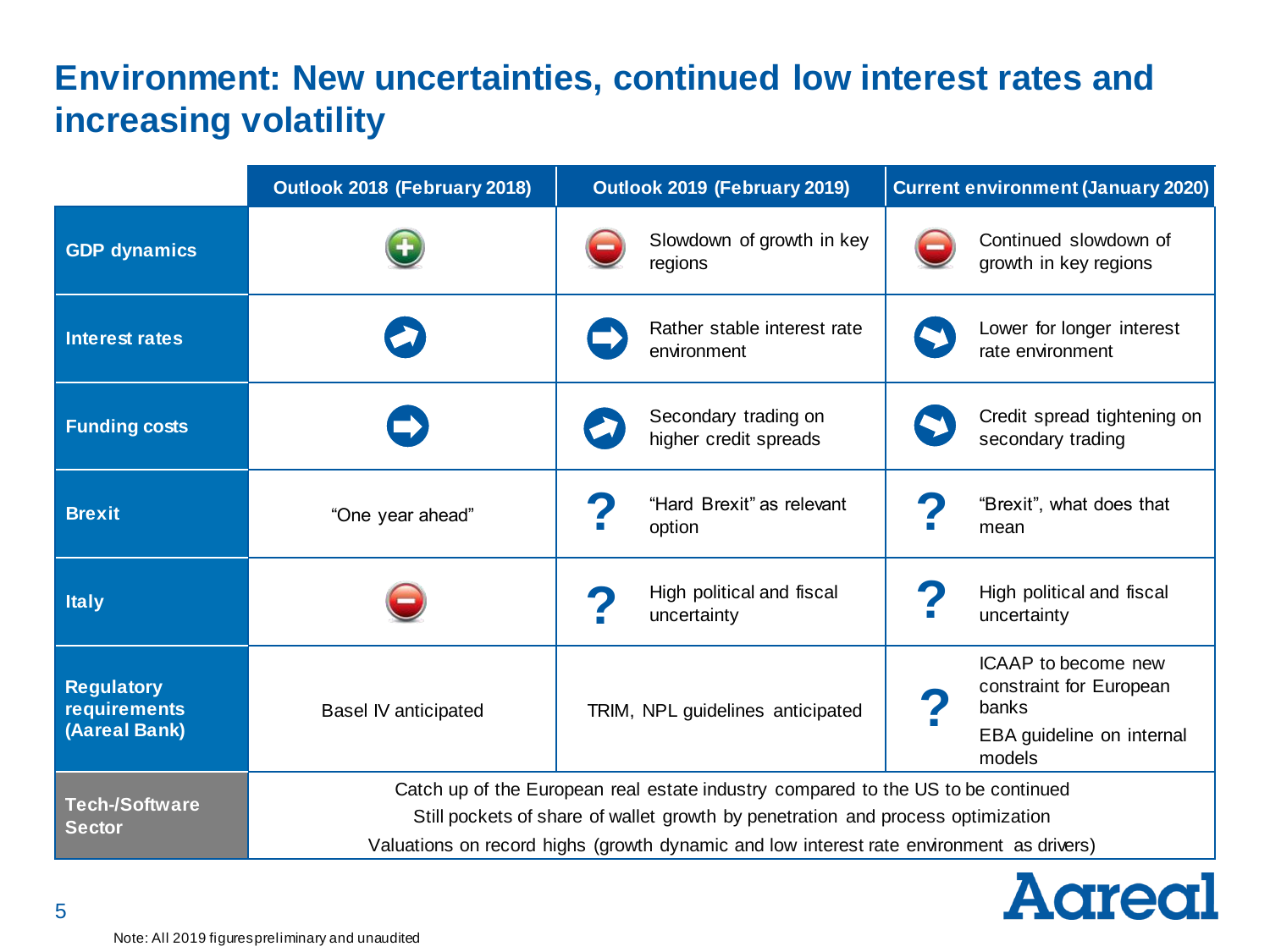# Environment: New uncertainties, continued low interest rates and increasing volatility

| | Outlook 2018 (February 2018) | Outlook 2019 (February 2019) | Current environment (January 2020) |
|---|---|---|---|
| **GDP dynamics** | + | − Slowdown of growth in key regions | − Continued slowdown of growth in key regions |
| **Interest rates** | ↗ | → Rather stable interest rate environment | ↘ Lower for longer interest rate environment |
| **Funding costs** | → | ↗ Secondary trading on higher credit spreads | ↘ Credit spread tightening on secondary trading |
| **Brexit** | "One year ahead" | ? "Hard Brexit" as relevant option | ? "Brexit", what does that mean |
| **Italy** | − | ? High political and fiscal uncertainty | ? High political and fiscal uncertainty |
| **Regulatory requirements (Aareal Bank)** | Basel IV anticipated | TRIM, NPL guidelines anticipated | ? ICAAP to become new constraint for European banks<br>EBA guideline on internal models |
| **Tech-/Software Sector** | Catch up of the European real estate industry compared to the US to be continued<br>Still pockets of share of wallet growth by penetration and process optimization<br>Valuations on record highs (growth dynamic and low interest rate environment as drivers) | | |

Note: All 2019 figures preliminary and unaudited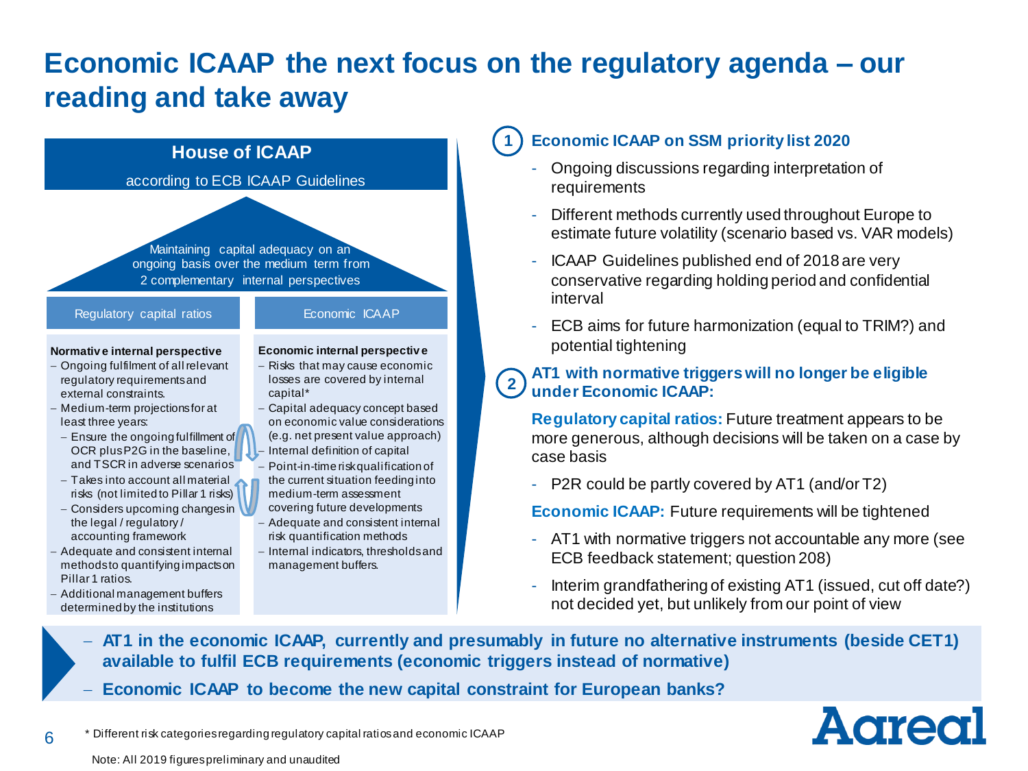# Economic ICAAP the next focus on the regulatory agenda – our reading and take away

## House of ICAAP

according to ECB ICAAP Guidelines

Maintaining capital adequacy on an ongoing basis over the medium term from 2 complementary internal perspectives

| Regulatory capital ratios | Economic ICAAP |
|---|---|
| **Normative internal perspective** | **Economic internal perspective** |
| – Ongoing fulfilment of all relevant regulatory requirements and external constraints. | – Risks that may cause economic losses are covered by internal capital* |
| – Medium-term projections for at least three years: | – Capital adequacy concept based on economic value considerations (e.g. net present value approach) |
| – Ensure the ongoing fulfillment of OCR plus P2G in the baseline, and TSCR in adverse scenarios | – Internal definition of capital |
| – Takes into account all material risks (not limited to Pillar 1 risks) | – Point-in-time risk qualification of the current situation feeding into medium-term assessment covering future developments |
| – Considers upcoming changes in the legal / regulatory / accounting framework | – Adequate and consistent internal risk quantification methods |
| – Adequate and consistent internal methods to quantifying impacts on Pillar 1 ratios. | – Internal indicators, thresholds and management buffers. |
| – Additional management buffers determined by the institutions | |

### 1 Economic ICAAP on SSM priority list 2020

- Ongoing discussions regarding interpretation of requirements
- Different methods currently used throughout Europe to estimate future volatility (scenario based vs. VAR models)
- ICAAP Guidelines published end of 2018 are very conservative regarding holding period and confidential interval
- ECB aims for future harmonization (equal to TRIM?) and potential tightening

### 2 AT1 with normative triggers will no longer be eligible under Economic ICAAP:

**Regulatory capital ratios:** Future treatment appears to be more generous, although decisions will be taken on a case by case basis

- P2R could be partly covered by AT1 (and/or T2)

**Economic ICAAP:** Future requirements will be tightened

- AT1 with normative triggers not accountable any more (see ECB feedback statement; question 208)
- Interim grandfathering of existing AT1 (issued, cut off date?) not decided yet, but unlikely from our point of view

- **AT1 in the economic ICAAP, currently and presumably in future no alternative instruments (beside CET1) available to fulfil ECB requirements (economic triggers instead of normative)**
- **Economic ICAAP to become the new capital constraint for European banks?**

\* Different risk categories regarding regulatory capital ratios and economic ICAAP

Note: All 2019 figures preliminary and unaudited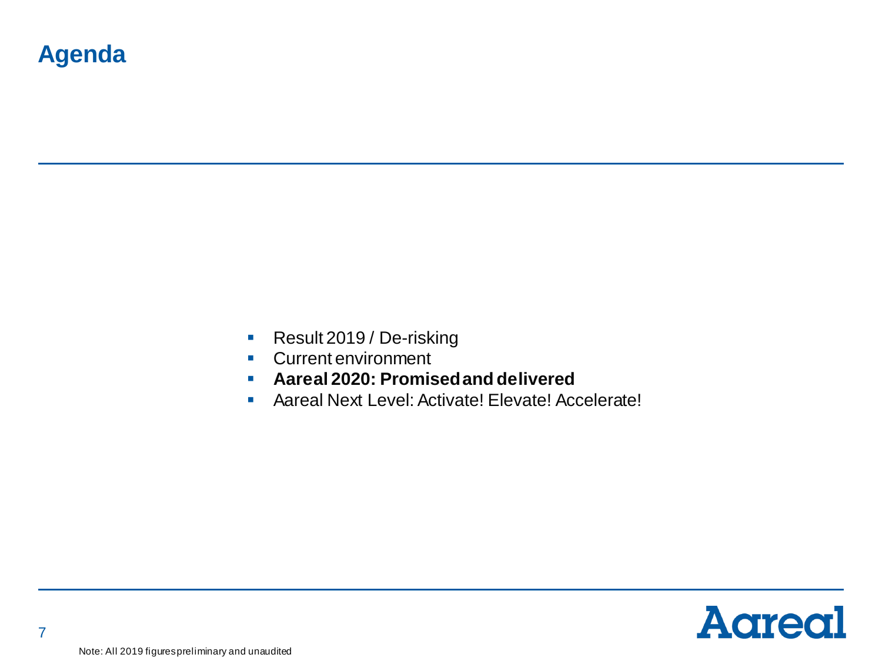# Agenda

- Result 2019 / De-risking
- Current environment
- **Aareal 2020: Promised and delivered**
- Aareal Next Level: Activate! Elevate! Accelerate!

Note: All 2019 figures preliminary and unaudited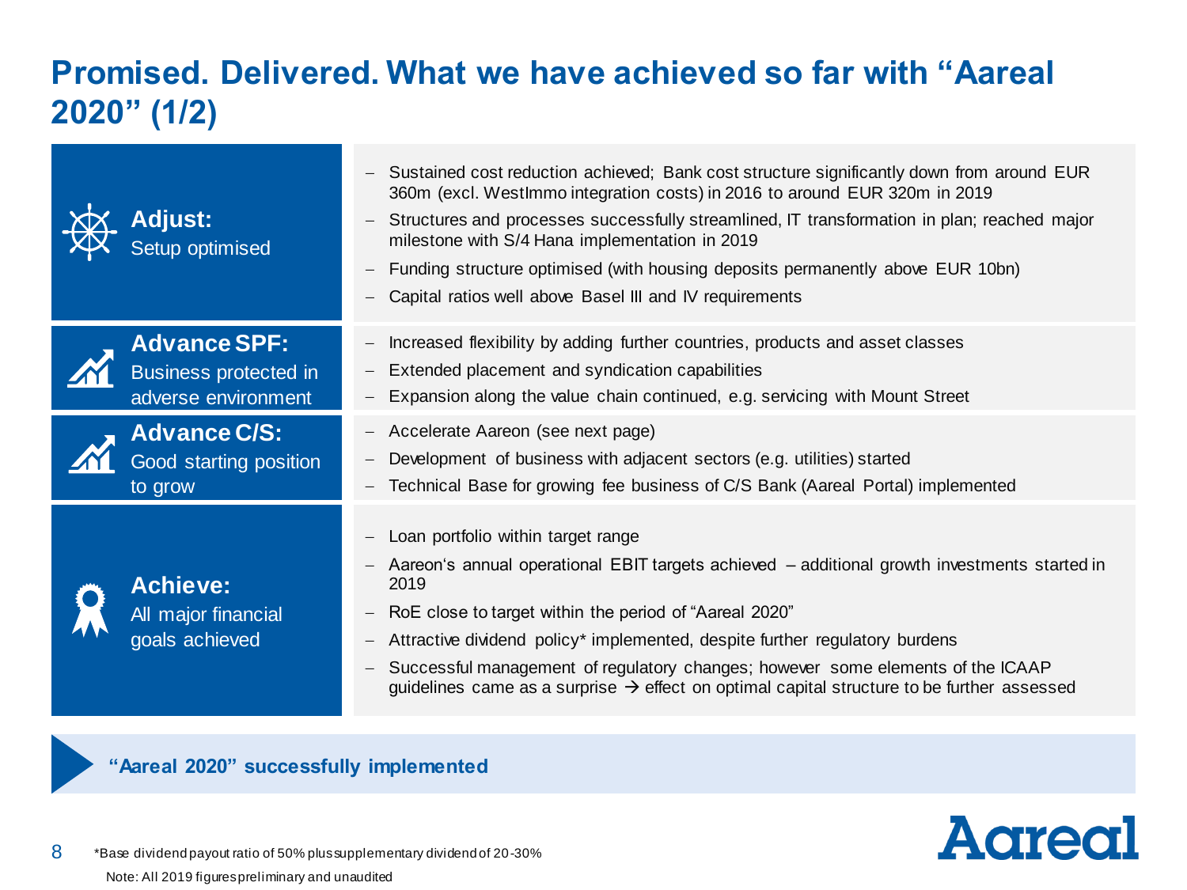# Promised. Delivered. What we have achieved so far with "Aareal 2020" (1/2)

| | |
|---|---|
| **Adjust:** Setup optimised | – Sustained cost reduction achieved; Bank cost structure significantly down from around EUR 360m (excl. WestImmo integration costs) in 2016 to around EUR 320m in 2019<br>– Structures and processes successfully streamlined, IT transformation in plan; reached major milestone with S/4 Hana implementation in 2019<br>– Funding structure optimised (with housing deposits permanently above EUR 10bn)<br>– Capital ratios well above Basel III and IV requirements |
| **Advance SPF:** Business protected in adverse environment | – Increased flexibility by adding further countries, products and asset classes<br>– Extended placement and syndication capabilities<br>– Expansion along the value chain continued, e.g. servicing with Mount Street |
| **Advance C/S:** Good starting position to grow | – Accelerate Aareon (see next page)<br>– Development of business with adjacent sectors (e.g. utilities) started<br>– Technical Base for growing fee business of C/S Bank (Aareal Portal) implemented |
| **Achieve:** All major financial goals achieved | – Loan portfolio within target range<br>– Aareon's annual operational EBIT targets achieved – additional growth investments started in 2019<br>– RoE close to target within the period of "Aareal 2020"<br>– Attractive dividend policy* implemented, despite further regulatory burdens<br>– Successful management of regulatory changes; however some elements of the ICAAP guidelines came as a surprise → effect on optimal capital structure to be further assessed |

**"Aareal 2020" successfully implemented**

*Base dividend payout ratio of 50% plus supplementary dividend of 20-30%

Note: All 2019 figures preliminary and unaudited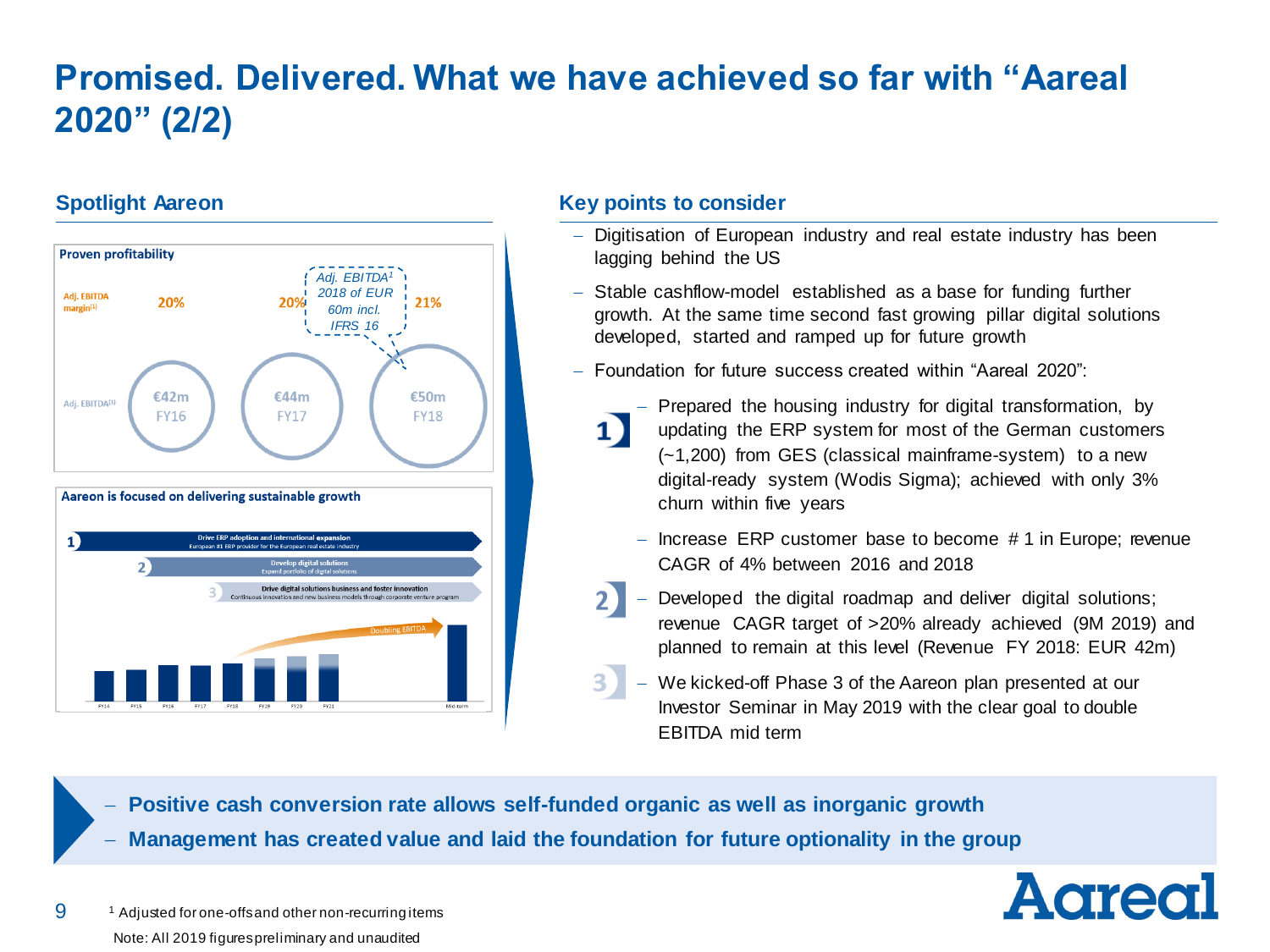# Promised. Delivered. What we have achieved so far with "Aareal 2020" (2/2)

## Spotlight Aareon

**Proven profitability**

| | FY16 | FY17 | FY18 |
|---|---|---|---|
| Adj. EBITDA margin[1] | 20% | 20% | 21% |
| Adj. EBITDA[1] | €42m | €44m | €50m |

*Adj. EBITDA[1] 2018 of EUR 60m incl. IFRS 16*

**Aareon is focused on delivering sustainable growth**

1. **Drive ERP adoption and international expansion** – European #1 ERP provider for the European real estate industry
2. **Develop digital solutions** – Expand portfolio of digital solutions
3. **Drive digital solutions business and foster innovation** – Continuous innovation and new business models through corporate venture program

Doubling EBITDA

FY14 FY15 FY16 FY17 FY18 FY19 FY20 FY21 Mid-term

## Key points to consider

- Digitisation of European industry and real estate industry has been lagging behind the US
- Stable cashflow-model established as a base for funding further growth. At the same time second fast growing pillar digital solutions developed, started and ramped up for future growth
- Foundation for future success created within "Aareal 2020":
  1. – Prepared the housing industry for digital transformation, by updating the ERP system for most of the German customers (~1,200) from GES (classical mainframe-system) to a new digital-ready system (Wodis Sigma); achieved with only 3% churn within five years
     – Increase ERP customer base to become # 1 in Europe; revenue CAGR of 4% between 2016 and 2018
  2. – Developed the digital roadmap and deliver digital solutions; revenue CAGR target of >20% already achieved (9M 2019) and planned to remain at this level (Revenue FY 2018: EUR 42m)
  3. – We kicked-off Phase 3 of the Aareon plan presented at our Investor Seminar in May 2019 with the clear goal to double EBITDA mid term

- **Positive cash conversion rate allows self-funded organic as well as inorganic growth**
- **Management has created value and laid the foundation for future optionality in the group**

[1] Adjusted for one-offs and other non-recurring items

Note: All 2019 figures preliminary and unaudited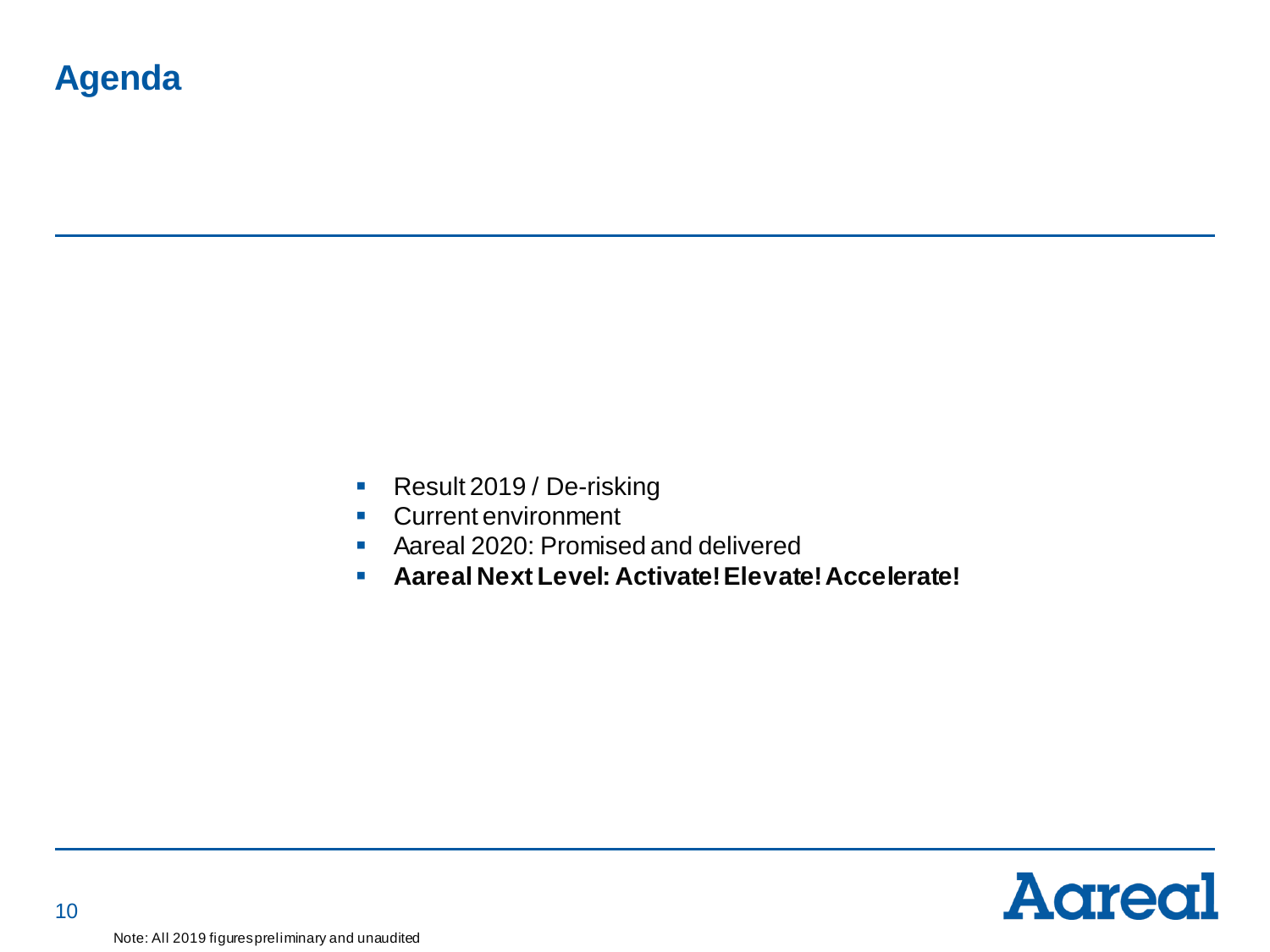# Agenda

- Result 2019 / De-risking
- Current environment
- Aareal 2020: Promised and delivered
- **Aareal Next Level: Activate! Elevate! Accelerate!**

Note: All 2019 figures preliminary and unaudited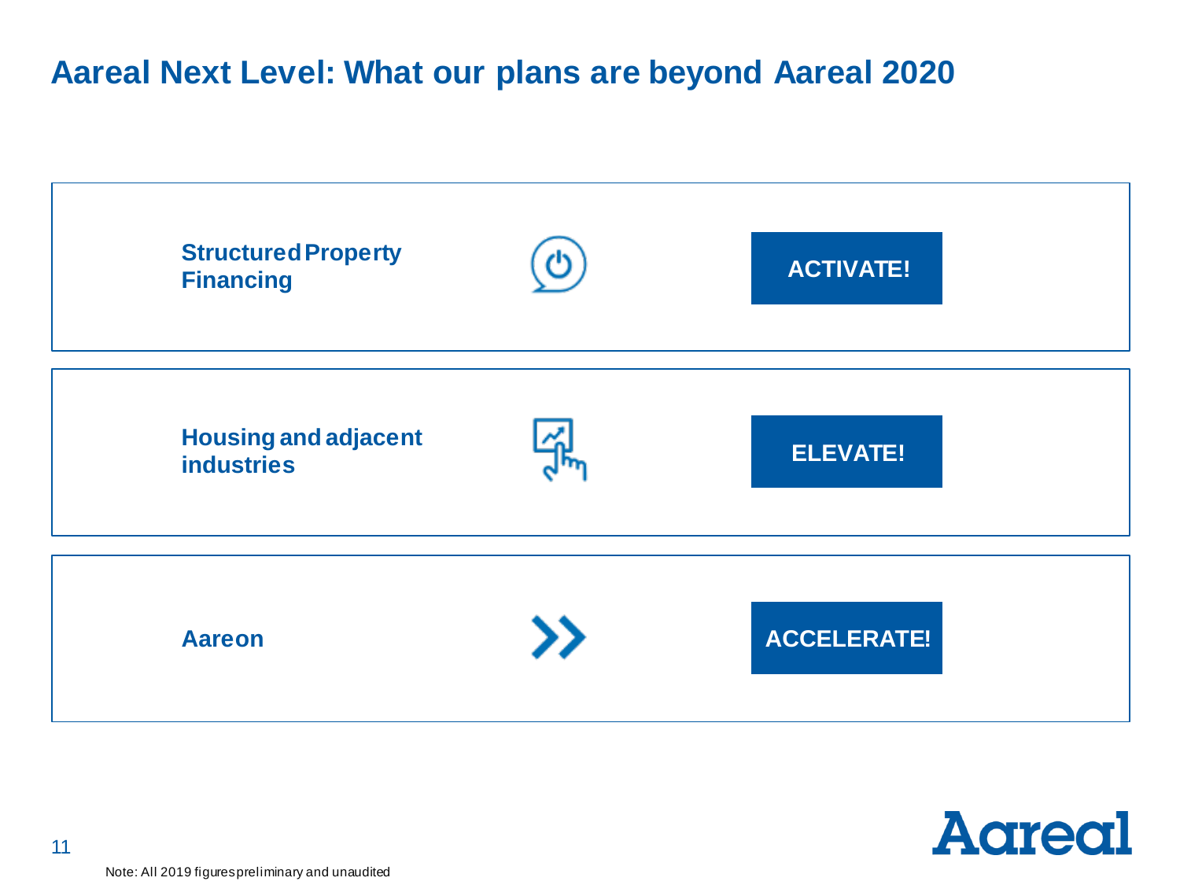# Aareal Next Level: What our plans are beyond Aareal 2020

| | |
|---|---|
| **Structured Property Financing** | **ACTIVATE!** |
| **Housing and adjacent industries** | **ELEVATE!** |
| **Aareon** | **ACCELERATE!** |

Note: All 2019 figures preliminary and unaudited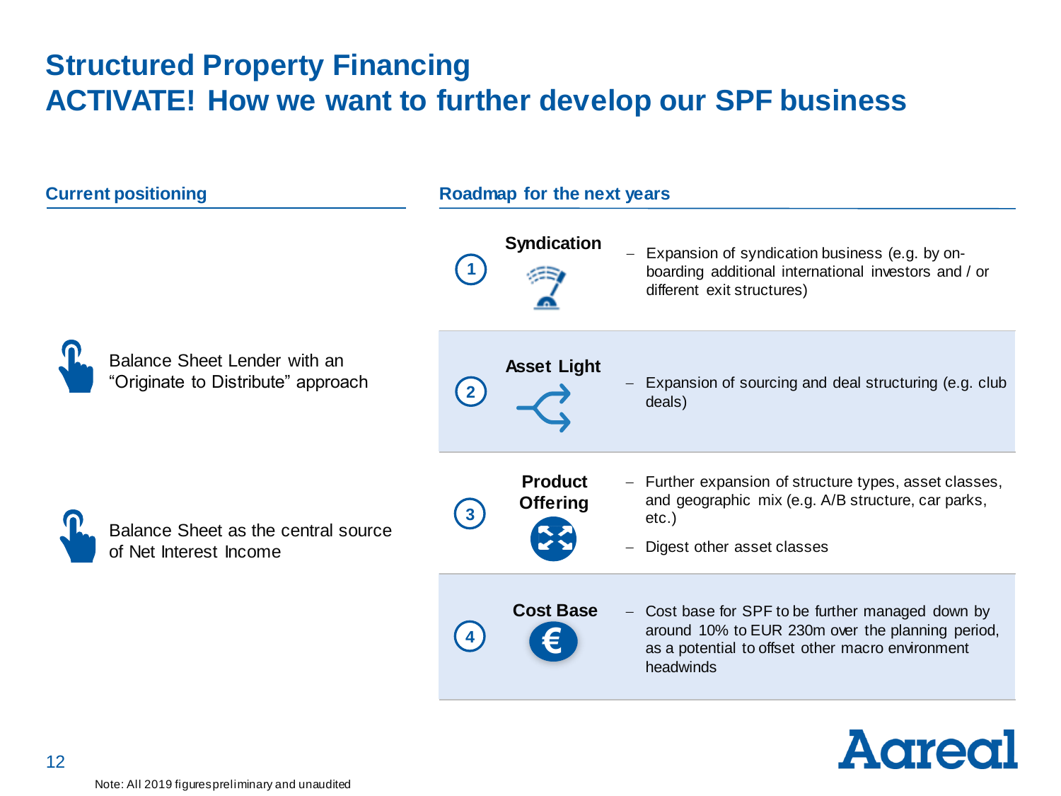# Structured Property Financing
## ACTIVATE! How we want to further develop our SPF business

### Current positioning

- Balance Sheet Lender with an "Originate to Distribute" approach
- Balance Sheet as the central source of Net Interest Income

### Roadmap for the next years

| # | Area | Description |
|---|---|---|
| 1 | **Syndication** | – Expansion of syndication business (e.g. by on-boarding additional international investors and / or different exit structures) |
| 2 | **Asset Light** | – Expansion of sourcing and deal structuring (e.g. club deals) |
| 3 | **Product Offering** | – Further expansion of structure types, asset classes, and geographic mix (e.g. A/B structure, car parks, etc.)<br>– Digest other asset classes |
| 4 | **Cost Base** | – Cost base for SPF to be further managed down by around 10% to EUR 230m over the planning period, as a potential to offset other macro environment headwinds |

Note: All 2019 figures preliminary and unaudited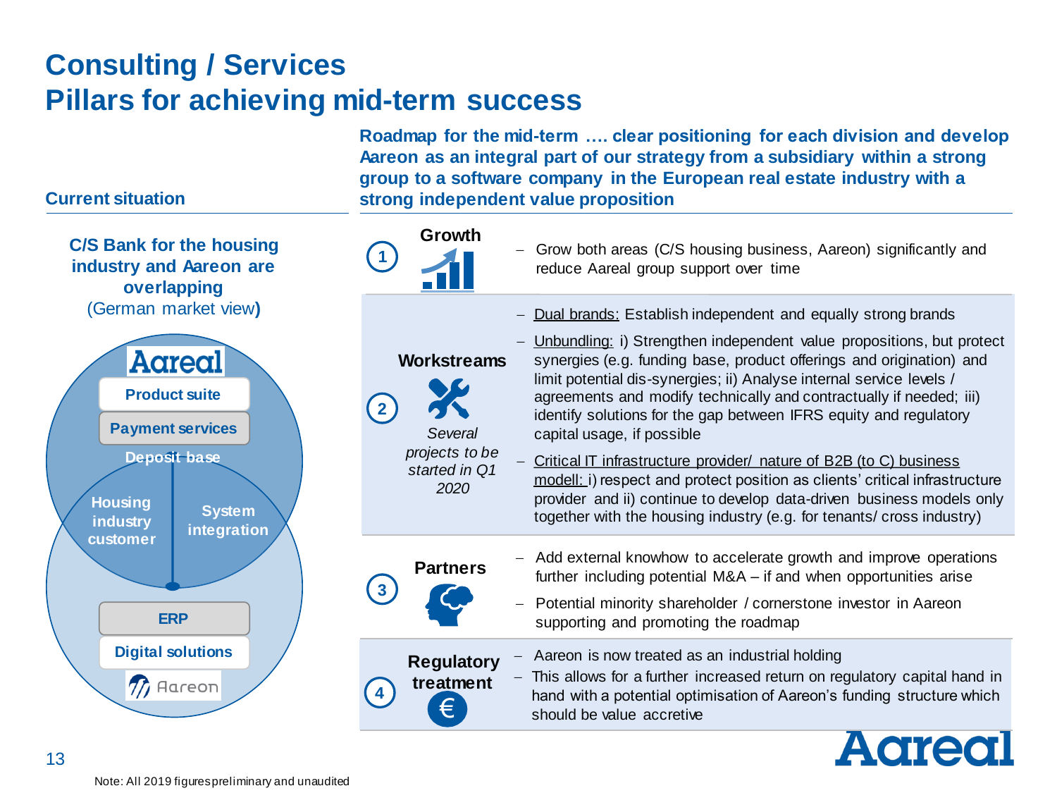# Consulting / Services
# Pillars for achieving mid-term success

### Current situation

**C/S Bank for the housing industry and Aareon are overlapping**
(German market view**)**

Aareal
- Product suite
- Payment services
- Deposit base
- Housing industry customer
- System integration
- ERP
- Digital solutions

Aareon

### Roadmap for the mid-term …. clear positioning for each division and develop Aareon as an integral part of our strategy from a subsidiary within a strong group to a software company in the European real estate industry with a strong independent value proposition

**1 Growth**

- Grow both areas (C/S housing business, Aareon) significantly and reduce Aareal group support over time

**2 Workstreams**

*Several projects to be started in Q1 2020*

- Dual brands: Establish independent and equally strong brands
- Unbundling: i) Strengthen independent value propositions, but protect synergies (e.g. funding base, product offerings and origination) and limit potential dis-synergies; ii) Analyse internal service levels / agreements and modify technically and contractually if needed; iii) identify solutions for the gap between IFRS equity and regulatory capital usage, if possible
- Critical IT infrastructure provider/ nature of B2B (to C) business modell: i) respect and protect position as clients' critical infrastructure provider and ii) continue to develop data-driven business models only together with the housing industry (e.g. for tenants/ cross industry)

**3 Partners**

- Add external knowhow to accelerate growth and improve operations further including potential M&A – if and when opportunities arise
- Potential minority shareholder / cornerstone investor in Aareon supporting and promoting the roadmap

**4 Regulatory treatment**

- Aareon is now treated as an industrial holding
- This allows for a further increased return on regulatory capital hand in hand with a potential optimisation of Aareon's funding structure which should be value accretive

Note: All 2019 figures preliminary and unaudited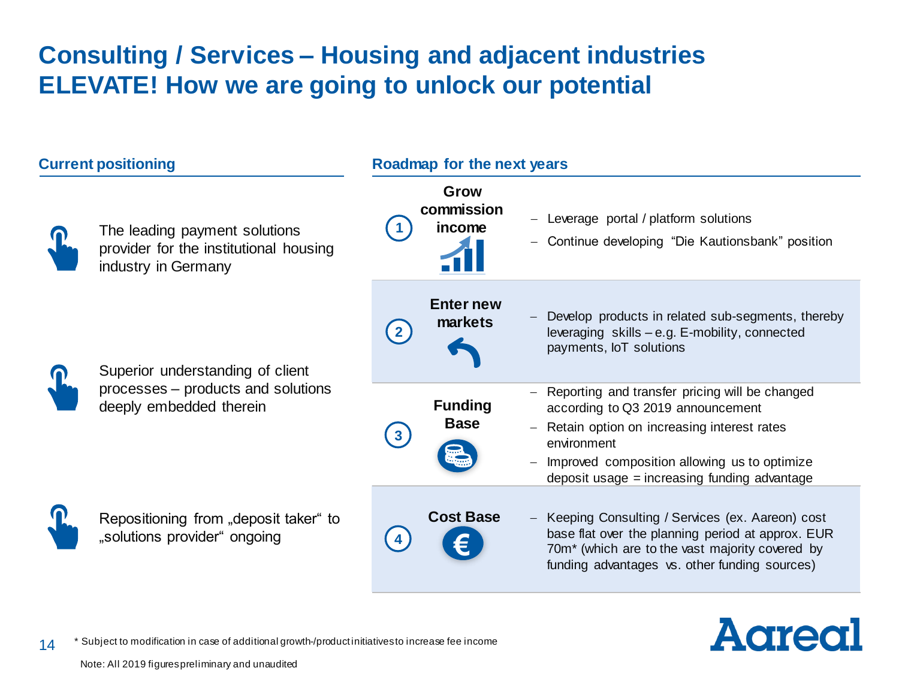# Consulting / Services – Housing and adjacent industries ELEVATE! How we are going to unlock our potential

## Current positioning

- The leading payment solutions provider for the institutional housing industry in Germany
- Superior understanding of client processes – products and solutions deeply embedded therein
- Repositioning from „deposit taker“ to „solutions provider“ ongoing

## Roadmap for the next years

| | | |
|---|---|---|
| 1 | **Grow commission income** | – Leverage portal / platform solutions<br>– Continue developing "Die Kautionsbank" position |
| 2 | **Enter new markets** | – Develop products in related sub-segments, thereby leveraging skills – e.g. E-mobility, connected payments, IoT solutions |
| 3 | **Funding Base** | – Reporting and transfer pricing will be changed according to Q3 2019 announcement<br>– Retain option on increasing interest rates environment<br>– Improved composition allowing us to optimize deposit usage = increasing funding advantage |
| 4 | **Cost Base** | – Keeping Consulting / Services (ex. Aareon) cost base flat over the planning period at approx. EUR 70m* (which are to the vast majority covered by funding advantages vs. other funding sources) |

* Subject to modification in case of additional growth-/product initiatives to increase fee income

Note: All 2019 figures preliminary and unaudited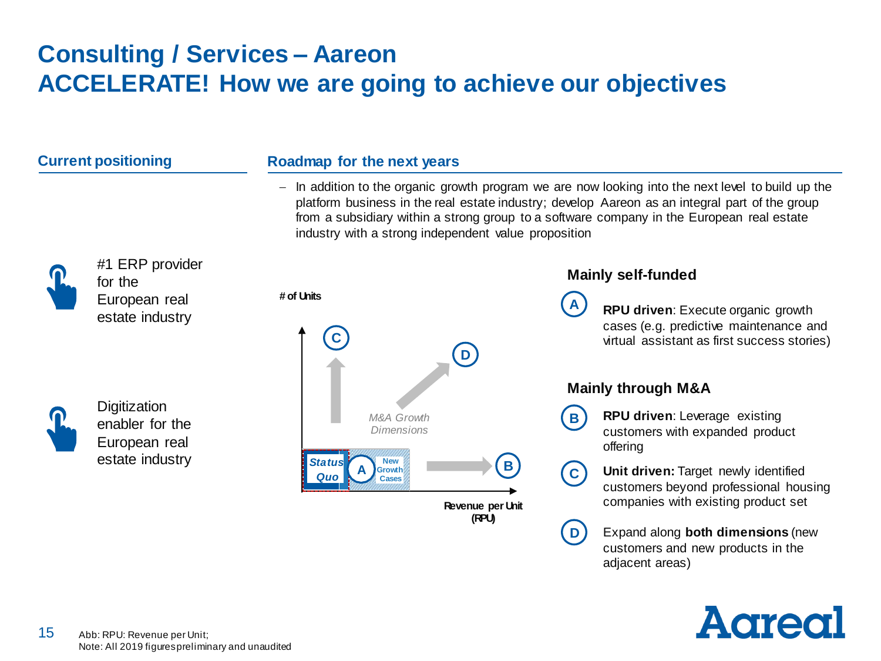# Consulting / Services – Aareon
# ACCELERATE! How we are going to achieve our objectives

## Current positioning

- #1 ERP provider for the European real estate industry
- Digitization enabler for the European real estate industry

## Roadmap for the next years

- In addition to the organic growth program we are now looking into the next level to build up the platform business in the real estate industry; develop Aareon as an integral part of the group from a subsidiary within a strong group to a software company in the European real estate industry with a strong independent value proposition

# of Units

C

D

*M&A Growth Dimensions*

**Status Quo** | A | New Growth Cases | B

Revenue per Unit (RPU)

### Mainly self-funded

**A** — **RPU driven**: Execute organic growth cases (e.g. predictive maintenance and virtual assistant as first success stories)

### Mainly through M&A

**B** — **RPU driven**: Leverage existing customers with expanded product offering

**C** — **Unit driven:** Target newly identified customers beyond professional housing companies with existing product set

**D** — Expand along **both dimensions** (new customers and new products in the adjacent areas)

Abb: RPU: Revenue per Unit;
Note: All 2019 figures preliminary and unaudited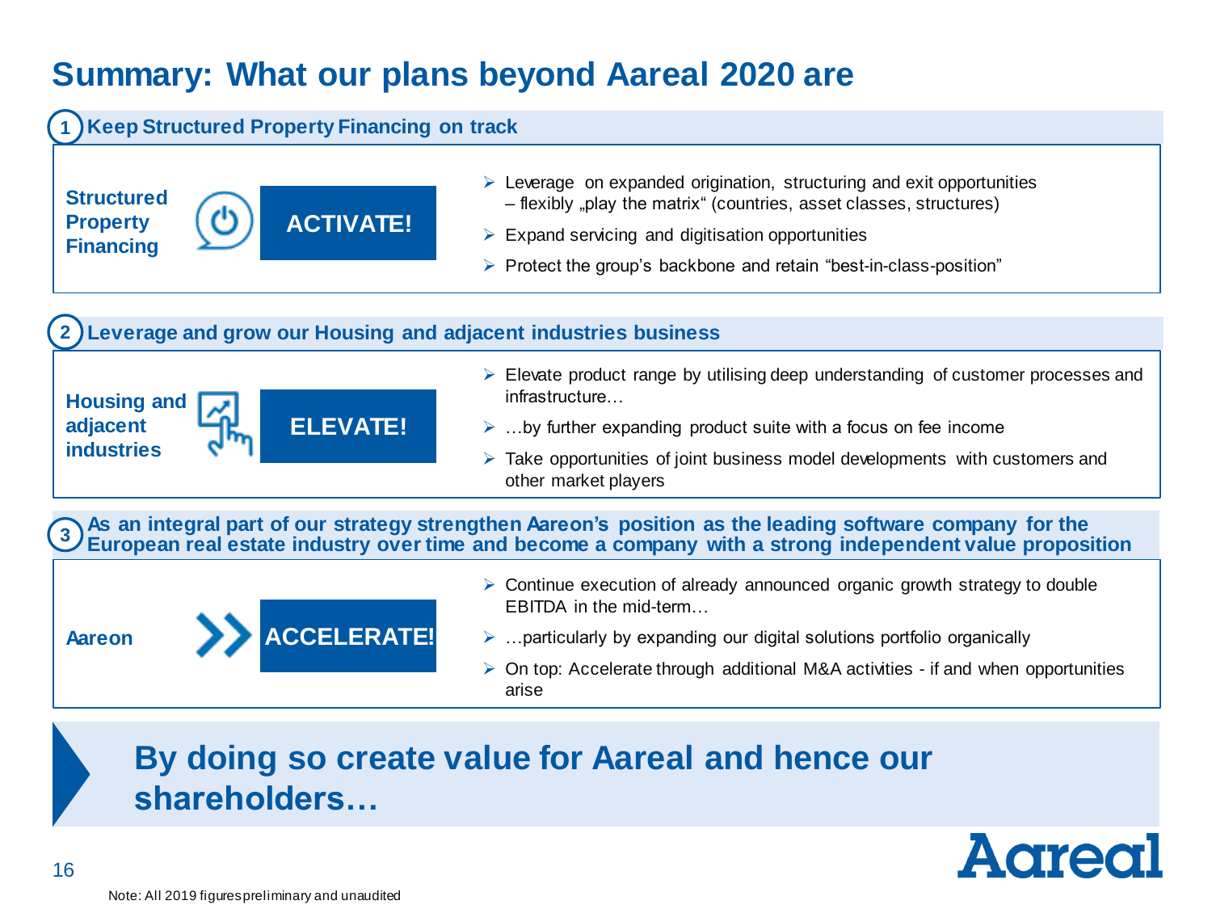# Summary: What our plans beyond Aareal 2020 are

## 1 Keep Structured Property Financing on track

**Structured Property Financing** — **ACTIVATE!**

- Leverage on expanded origination, structuring and exit opportunities – flexibly „play the matrix“ (countries, asset classes, structures)
- Expand servicing and digitisation opportunities
- Protect the group’s backbone and retain “best-in-class-position”

## 2 Leverage and grow our Housing and adjacent industries business

**Housing and adjacent industries** — **ELEVATE!**

- Elevate product range by utilising deep understanding of customer processes and infrastructure…
- …by further expanding product suite with a focus on fee income
- Take opportunities of joint business model developments with customers and other market players

## 3 As an integral part of our strategy strengthen Aareon’s position as the leading software company for the European real estate industry over time and become a company with a strong independent value proposition

**Aareon** — **ACCELERATE!**

- Continue execution of already announced organic growth strategy to double EBITDA in the mid-term…
- …particularly by expanding our digital solutions portfolio organically
- On top: Accelerate through additional M&A activities - if and when opportunities arise

**By doing so create value for Aareal and hence our shareholders…**

Note: All 2019 figures preliminary and unaudited